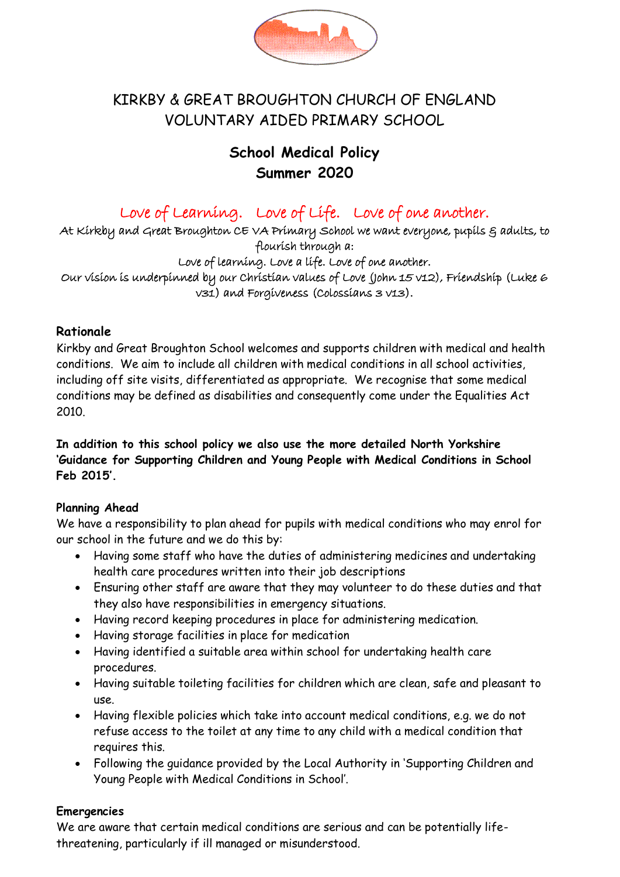# KIRKBY & GREAT BROUGHTON CHURCH OF ENGLAND VOLUNTARY AIDED PRIMARY SCHOOL

## School Medical Policy
## Summer 2020

*Love of Learning. Love of Life. Love of one another.*

At Kirkby and Great Broughton CE VA Primary School we want everyone, pupils & adults, to flourish through a:

Love of learning. Love a life. Love of one another.

Our vision is underpinned by our Christian values of Love (John 15 v12), Friendship (Luke 6 v31) and Forgiveness (Colossians 3 v13).

### Rationale

Kirkby and Great Broughton School welcomes and supports children with medical and health conditions. We aim to include all children with medical conditions in all school activities, including off site visits, differentiated as appropriate. We recognise that some medical conditions may be defined as disabilities and consequently come under the Equalities Act 2010.

**In addition to this school policy we also use the more detailed North Yorkshire 'Guidance for Supporting Children and Young People with Medical Conditions in School Feb 2015'.**

### Planning Ahead

We have a responsibility to plan ahead for pupils with medical conditions who may enrol for our school in the future and we do this by:

- Having some staff who have the duties of administering medicines and undertaking health care procedures written into their job descriptions
- Ensuring other staff are aware that they may volunteer to do these duties and that they also have responsibilities in emergency situations.
- Having record keeping procedures in place for administering medication.
- Having storage facilities in place for medication
- Having identified a suitable area within school for undertaking health care procedures.
- Having suitable toileting facilities for children which are clean, safe and pleasant to use.
- Having flexible policies which take into account medical conditions, e.g. we do not refuse access to the toilet at any time to any child with a medical condition that requires this.
- Following the guidance provided by the Local Authority in 'Supporting Children and Young People with Medical Conditions in School'.

### Emergencies

We are aware that certain medical conditions are serious and can be potentially life-threatening, particularly if ill managed or misunderstood.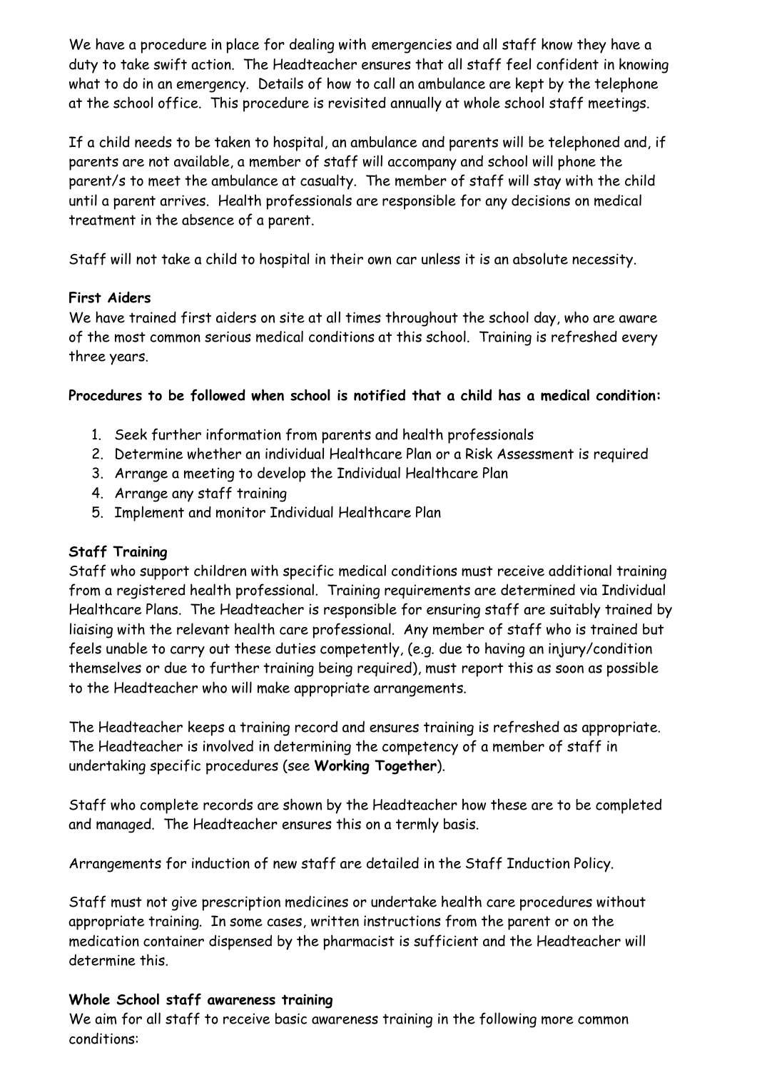We have a procedure in place for dealing with emergencies and all staff know they have a duty to take swift action. The Headteacher ensures that all staff feel confident in knowing what to do in an emergency. Details of how to call an ambulance are kept by the telephone at the school office. This procedure is revisited annually at whole school staff meetings.

If a child needs to be taken to hospital, an ambulance and parents will be telephoned and, if parents are not available, a member of staff will accompany and school will phone the parent/s to meet the ambulance at casualty. The member of staff will stay with the child until a parent arrives. Health professionals are responsible for any decisions on medical treatment in the absence of a parent.

Staff will not take a child to hospital in their own car unless it is an absolute necessity.

**First Aiders**

We have trained first aiders on site at all times throughout the school day, who are aware of the most common serious medical conditions at this school. Training is refreshed every three years.

**Procedures to be followed when school is notified that a child has a medical condition:**

1. Seek further information from parents and health professionals
2. Determine whether an individual Healthcare Plan or a Risk Assessment is required
3. Arrange a meeting to develop the Individual Healthcare Plan
4. Arrange any staff training
5. Implement and monitor Individual Healthcare Plan

**Staff Training**

Staff who support children with specific medical conditions must receive additional training from a registered health professional. Training requirements are determined via Individual Healthcare Plans. The Headteacher is responsible for ensuring staff are suitably trained by liaising with the relevant health care professional. Any member of staff who is trained but feels unable to carry out these duties competently, (e.g. due to having an injury/condition themselves or due to further training being required), must report this as soon as possible to the Headteacher who will make appropriate arrangements.

The Headteacher keeps a training record and ensures training is refreshed as appropriate. The Headteacher is involved in determining the competency of a member of staff in undertaking specific procedures (see **Working Together**).

Staff who complete records are shown by the Headteacher how these are to be completed and managed. The Headteacher ensures this on a termly basis.

Arrangements for induction of new staff are detailed in the Staff Induction Policy.

Staff must not give prescription medicines or undertake health care procedures without appropriate training. In some cases, written instructions from the parent or on the medication container dispensed by the pharmacist is sufficient and the Headteacher will determine this.

**Whole School staff awareness training**

We aim for all staff to receive basic awareness training in the following more common conditions: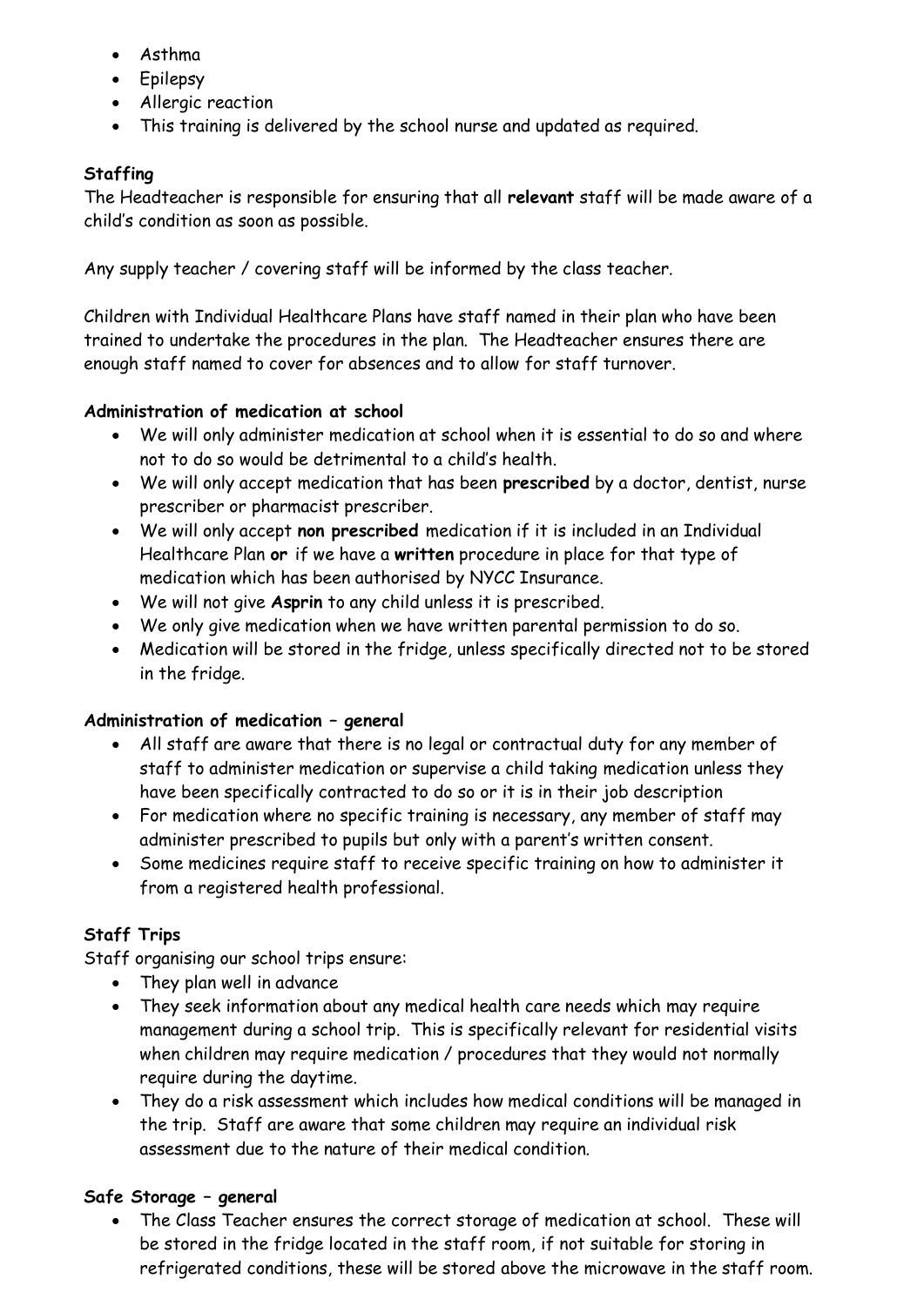- Asthma
- Epilepsy
- Allergic reaction
- This training is delivered by the school nurse and updated as required.

**Staffing**

The Headteacher is responsible for ensuring that all **relevant** staff will be made aware of a child's condition as soon as possible.

Any supply teacher / covering staff will be informed by the class teacher.

Children with Individual Healthcare Plans have staff named in their plan who have been trained to undertake the procedures in the plan. The Headteacher ensures there are enough staff named to cover for absences and to allow for staff turnover.

**Administration of medication at school**

- We will only administer medication at school when it is essential to do so and where not to do so would be detrimental to a child's health.
- We will only accept medication that has been **prescribed** by a doctor, dentist, nurse prescriber or pharmacist prescriber.
- We will only accept **non prescribed** medication if it is included in an Individual Healthcare Plan **or** if we have a **written** procedure in place for that type of medication which has been authorised by NYCC Insurance.
- We will not give **Asprin** to any child unless it is prescribed.
- We only give medication when we have written parental permission to do so.
- Medication will be stored in the fridge, unless specifically directed not to be stored in the fridge.

**Administration of medication – general**

- All staff are aware that there is no legal or contractual duty for any member of staff to administer medication or supervise a child taking medication unless they have been specifically contracted to do so or it is in their job description
- For medication where no specific training is necessary, any member of staff may administer prescribed to pupils but only with a parent's written consent.
- Some medicines require staff to receive specific training on how to administer it from a registered health professional.

**Staff Trips**

Staff organising our school trips ensure:

- They plan well in advance
- They seek information about any medical health care needs which may require management during a school trip. This is specifically relevant for residential visits when children may require medication / procedures that they would not normally require during the daytime.
- They do a risk assessment which includes how medical conditions will be managed in the trip. Staff are aware that some children may require an individual risk assessment due to the nature of their medical condition.

**Safe Storage – general**

- The Class Teacher ensures the correct storage of medication at school. These will be stored in the fridge located in the staff room, if not suitable for storing in refrigerated conditions, these will be stored above the microwave in the staff room.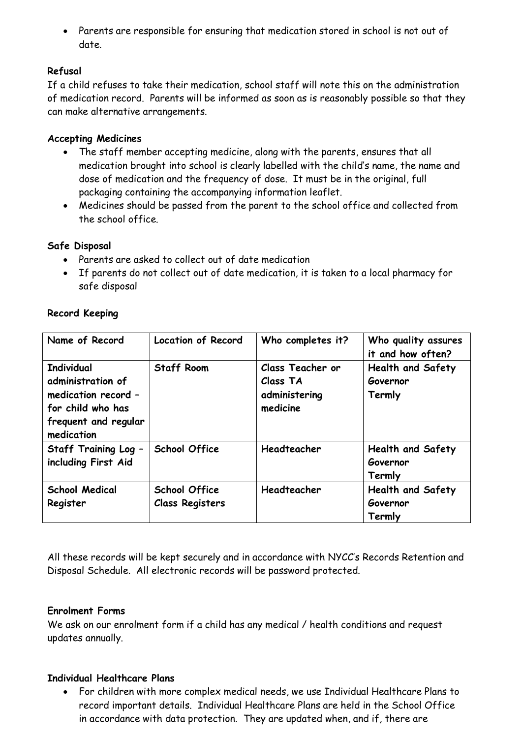- Parents are responsible for ensuring that medication stored in school is not out of date.

**Refusal**

If a child refuses to take their medication, school staff will note this on the administration of medication record. Parents will be informed as soon as is reasonably possible so that they can make alternative arrangements.

**Accepting Medicines**

- The staff member accepting medicine, along with the parents, ensures that all medication brought into school is clearly labelled with the child's name, the name and dose of medication and the frequency of dose. It must be in the original, full packaging containing the accompanying information leaflet.
- Medicines should be passed from the parent to the school office and collected from the school office.

**Safe Disposal**

- Parents are asked to collect out of date medication
- If parents do not collect out of date medication, it is taken to a local pharmacy for safe disposal

**Record Keeping**

| Name of Record | Location of Record | Who completes it? | Who quality assures it and how often? |
|---|---|---|---|
| Individual administration of medication record – for child who has frequent and regular medication | Staff Room | Class Teacher or Class TA administering medicine | Health and Safety Governor Termly |
| Staff Training Log – including First Aid | School Office | Headteacher | Health and Safety Governor Termly |
| School Medical Register | School Office Class Registers | Headteacher | Health and Safety Governor Termly |

All these records will be kept securely and in accordance with NYCC's Records Retention and Disposal Schedule. All electronic records will be password protected.

**Enrolment Forms**

We ask on our enrolment form if a child has any medical / health conditions and request updates annually.

**Individual Healthcare Plans**

- For children with more complex medical needs, we use Individual Healthcare Plans to record important details. Individual Healthcare Plans are held in the School Office in accordance with data protection. They are updated when, and if, there are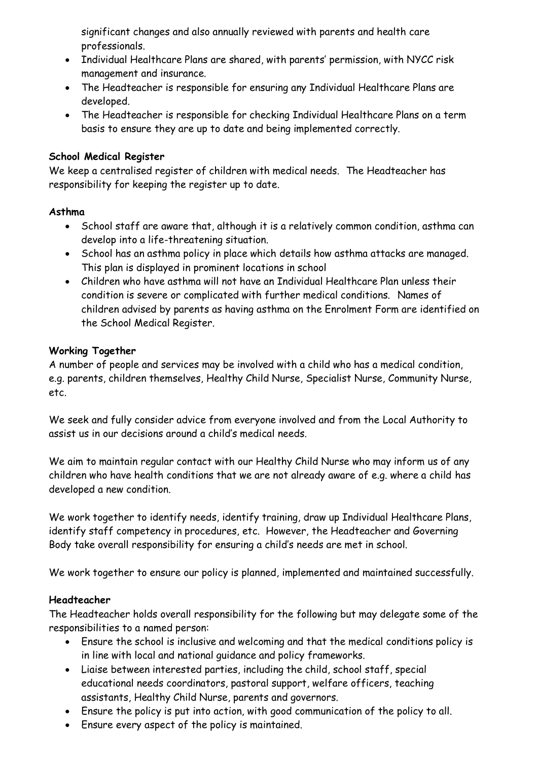significant changes and also annually reviewed with parents and health care professionals.

- Individual Healthcare Plans are shared, with parents' permission, with NYCC risk management and insurance.
- The Headteacher is responsible for ensuring any Individual Healthcare Plans are developed.
- The Headteacher is responsible for checking Individual Healthcare Plans on a term basis to ensure they are up to date and being implemented correctly.

**School Medical Register**

We keep a centralised register of children with medical needs. The Headteacher has responsibility for keeping the register up to date.

**Asthma**

- School staff are aware that, although it is a relatively common condition, asthma can develop into a life-threatening situation.
- School has an asthma policy in place which details how asthma attacks are managed. This plan is displayed in prominent locations in school
- Children who have asthma will not have an Individual Healthcare Plan unless their condition is severe or complicated with further medical conditions. Names of children advised by parents as having asthma on the Enrolment Form are identified on the School Medical Register.

**Working Together**

A number of people and services may be involved with a child who has a medical condition, e.g. parents, children themselves, Healthy Child Nurse, Specialist Nurse, Community Nurse, etc.

We seek and fully consider advice from everyone involved and from the Local Authority to assist us in our decisions around a child's medical needs.

We aim to maintain regular contact with our Healthy Child Nurse who may inform us of any children who have health conditions that we are not already aware of e.g. where a child has developed a new condition.

We work together to identify needs, identify training, draw up Individual Healthcare Plans, identify staff competency in procedures, etc. However, the Headteacher and Governing Body take overall responsibility for ensuring a child's needs are met in school.

We work together to ensure our policy is planned, implemented and maintained successfully.

**Headteacher**

The Headteacher holds overall responsibility for the following but may delegate some of the responsibilities to a named person:

- Ensure the school is inclusive and welcoming and that the medical conditions policy is in line with local and national guidance and policy frameworks.
- Liaise between interested parties, including the child, school staff, special educational needs coordinators, pastoral support, welfare officers, teaching assistants, Healthy Child Nurse, parents and governors.
- Ensure the policy is put into action, with good communication of the policy to all.
- Ensure every aspect of the policy is maintained.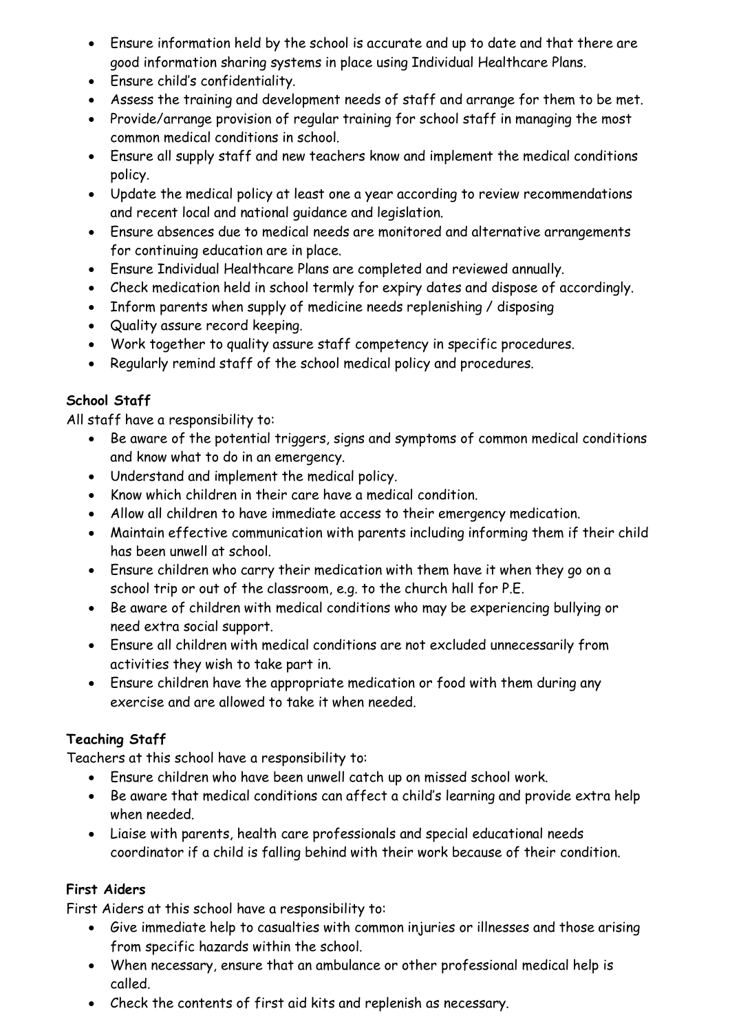- Ensure information held by the school is accurate and up to date and that there are good information sharing systems in place using Individual Healthcare Plans.
- Ensure child's confidentiality.
- Assess the training and development needs of staff and arrange for them to be met.
- Provide/arrange provision of regular training for school staff in managing the most common medical conditions in school.
- Ensure all supply staff and new teachers know and implement the medical conditions policy.
- Update the medical policy at least one a year according to review recommendations and recent local and national guidance and legislation.
- Ensure absences due to medical needs are monitored and alternative arrangements for continuing education are in place.
- Ensure Individual Healthcare Plans are completed and reviewed annually.
- Check medication held in school termly for expiry dates and dispose of accordingly.
- Inform parents when supply of medicine needs replenishing / disposing
- Quality assure record keeping.
- Work together to quality assure staff competency in specific procedures.
- Regularly remind staff of the school medical policy and procedures.

**School Staff**

All staff have a responsibility to:

- Be aware of the potential triggers, signs and symptoms of common medical conditions and know what to do in an emergency.
- Understand and implement the medical policy.
- Know which children in their care have a medical condition.
- Allow all children to have immediate access to their emergency medication.
- Maintain effective communication with parents including informing them if their child has been unwell at school.
- Ensure children who carry their medication with them have it when they go on a school trip or out of the classroom, e.g. to the church hall for P.E.
- Be aware of children with medical conditions who may be experiencing bullying or need extra social support.
- Ensure all children with medical conditions are not excluded unnecessarily from activities they wish to take part in.
- Ensure children have the appropriate medication or food with them during any exercise and are allowed to take it when needed.

**Teaching Staff**

Teachers at this school have a responsibility to:

- Ensure children who have been unwell catch up on missed school work.
- Be aware that medical conditions can affect a child's learning and provide extra help when needed.
- Liaise with parents, health care professionals and special educational needs coordinator if a child is falling behind with their work because of their condition.

**First Aiders**

First Aiders at this school have a responsibility to:

- Give immediate help to casualties with common injuries or illnesses and those arising from specific hazards within the school.
- When necessary, ensure that an ambulance or other professional medical help is called.
- Check the contents of first aid kits and replenish as necessary.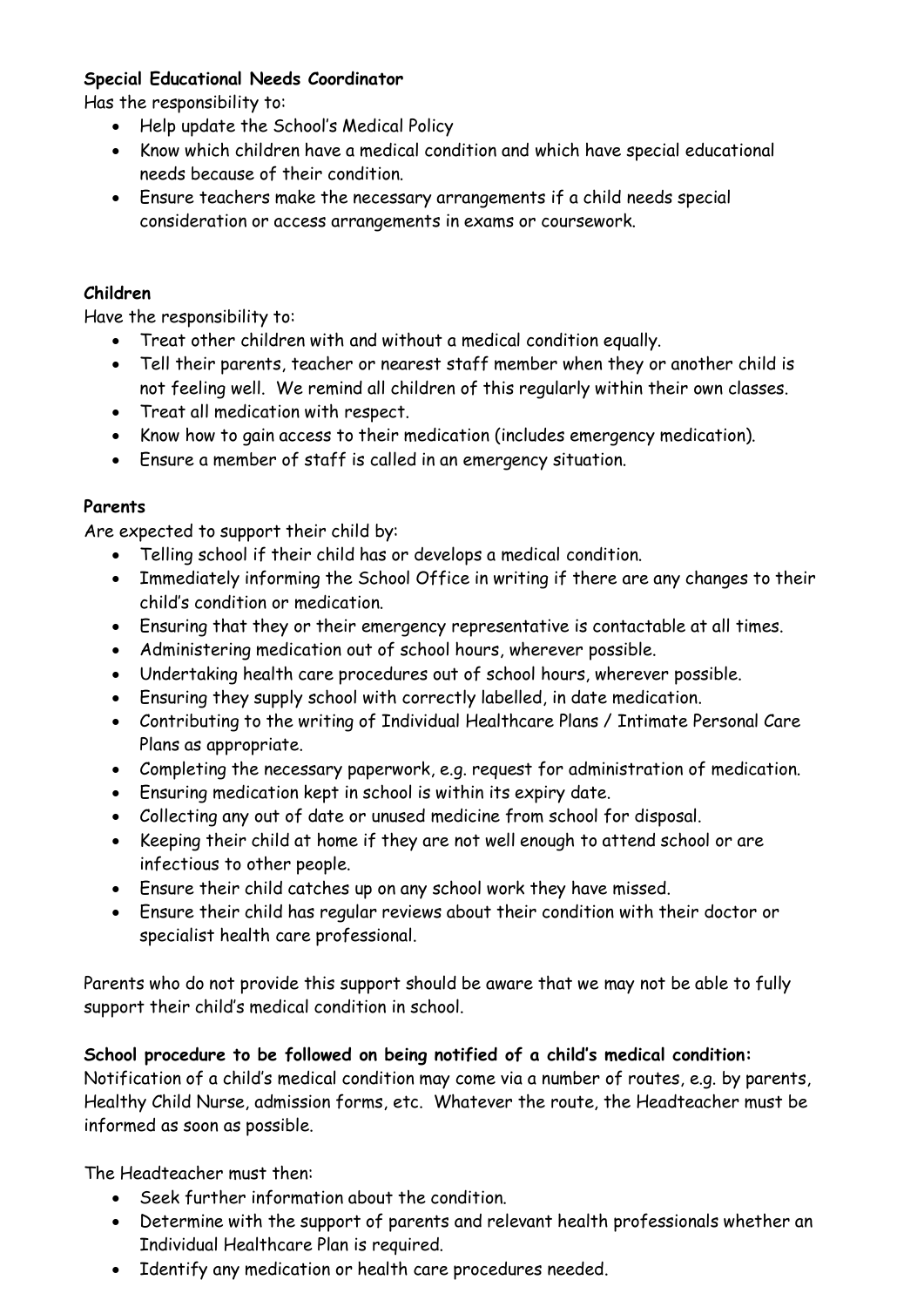**Special Educational Needs Coordinator**

Has the responsibility to:

- Help update the School's Medical Policy
- Know which children have a medical condition and which have special educational needs because of their condition.
- Ensure teachers make the necessary arrangements if a child needs special consideration or access arrangements in exams or coursework.

**Children**

Have the responsibility to:

- Treat other children with and without a medical condition equally.
- Tell their parents, teacher or nearest staff member when they or another child is not feeling well. We remind all children of this regularly within their own classes.
- Treat all medication with respect.
- Know how to gain access to their medication (includes emergency medication).
- Ensure a member of staff is called in an emergency situation.

**Parents**

Are expected to support their child by:

- Telling school if their child has or develops a medical condition.
- Immediately informing the School Office in writing if there are any changes to their child's condition or medication.
- Ensuring that they or their emergency representative is contactable at all times.
- Administering medication out of school hours, wherever possible.
- Undertaking health care procedures out of school hours, wherever possible.
- Ensuring they supply school with correctly labelled, in date medication.
- Contributing to the writing of Individual Healthcare Plans / Intimate Personal Care Plans as appropriate.
- Completing the necessary paperwork, e.g. request for administration of medication.
- Ensuring medication kept in school is within its expiry date.
- Collecting any out of date or unused medicine from school for disposal.
- Keeping their child at home if they are not well enough to attend school or are infectious to other people.
- Ensure their child catches up on any school work they have missed.
- Ensure their child has regular reviews about their condition with their doctor or specialist health care professional.

Parents who do not provide this support should be aware that we may not be able to fully support their child's medical condition in school.

**School procedure to be followed on being notified of a child's medical condition:**

Notification of a child's medical condition may come via a number of routes, e.g. by parents, Healthy Child Nurse, admission forms, etc. Whatever the route, the Headteacher must be informed as soon as possible.

The Headteacher must then:

- Seek further information about the condition.
- Determine with the support of parents and relevant health professionals whether an Individual Healthcare Plan is required.
- Identify any medication or health care procedures needed.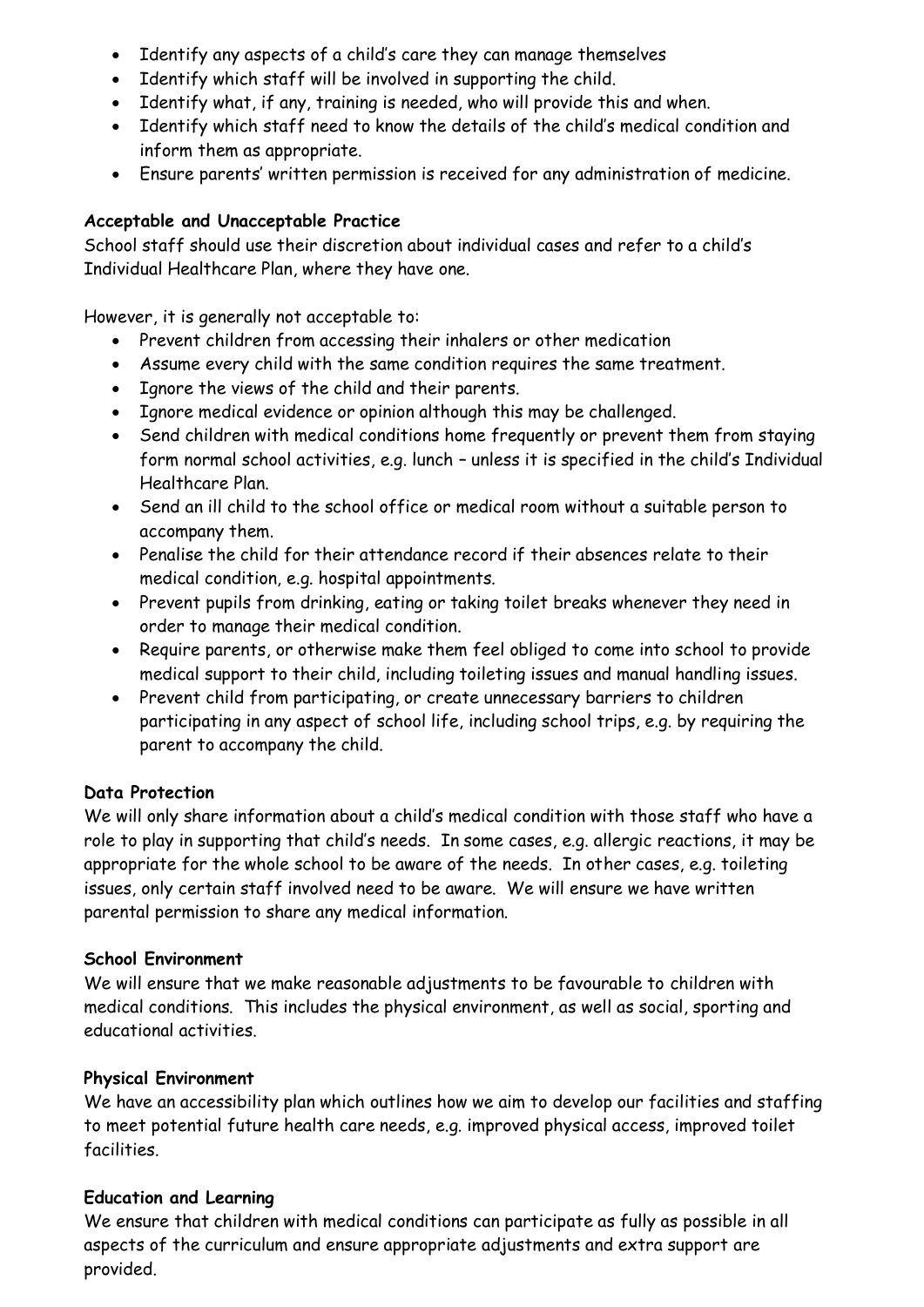- Identify any aspects of a child's care they can manage themselves
- Identify which staff will be involved in supporting the child.
- Identify what, if any, training is needed, who will provide this and when.
- Identify which staff need to know the details of the child's medical condition and inform them as appropriate.
- Ensure parents' written permission is received for any administration of medicine.

**Acceptable and Unacceptable Practice**

School staff should use their discretion about individual cases and refer to a child's Individual Healthcare Plan, where they have one.

However, it is generally not acceptable to:

- Prevent children from accessing their inhalers or other medication
- Assume every child with the same condition requires the same treatment.
- Ignore the views of the child and their parents.
- Ignore medical evidence or opinion although this may be challenged.
- Send children with medical conditions home frequently or prevent them from staying form normal school activities, e.g. lunch – unless it is specified in the child's Individual Healthcare Plan.
- Send an ill child to the school office or medical room without a suitable person to accompany them.
- Penalise the child for their attendance record if their absences relate to their medical condition, e.g. hospital appointments.
- Prevent pupils from drinking, eating or taking toilet breaks whenever they need in order to manage their medical condition.
- Require parents, or otherwise make them feel obliged to come into school to provide medical support to their child, including toileting issues and manual handling issues.
- Prevent child from participating, or create unnecessary barriers to children participating in any aspect of school life, including school trips, e.g. by requiring the parent to accompany the child.

**Data Protection**

We will only share information about a child's medical condition with those staff who have a role to play in supporting that child's needs. In some cases, e.g. allergic reactions, it may be appropriate for the whole school to be aware of the needs. In other cases, e.g. toileting issues, only certain staff involved need to be aware. We will ensure we have written parental permission to share any medical information.

**School Environment**

We will ensure that we make reasonable adjustments to be favourable to children with medical conditions. This includes the physical environment, as well as social, sporting and educational activities.

**Physical Environment**

We have an accessibility plan which outlines how we aim to develop our facilities and staffing to meet potential future health care needs, e.g. improved physical access, improved toilet facilities.

**Education and Learning**

We ensure that children with medical conditions can participate as fully as possible in all aspects of the curriculum and ensure appropriate adjustments and extra support are provided.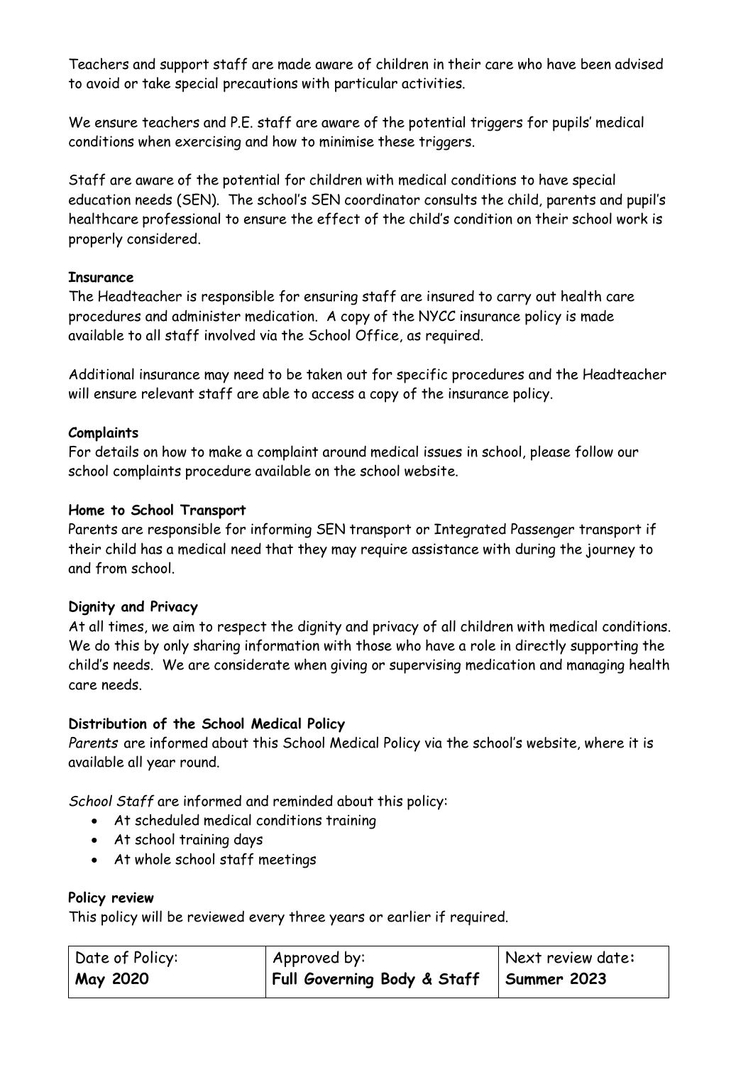Teachers and support staff are made aware of children in their care who have been advised to avoid or take special precautions with particular activities.

We ensure teachers and P.E. staff are aware of the potential triggers for pupils' medical conditions when exercising and how to minimise these triggers.

Staff are aware of the potential for children with medical conditions to have special education needs (SEN). The school's SEN coordinator consults the child, parents and pupil's healthcare professional to ensure the effect of the child's condition on their school work is properly considered.

**Insurance**
The Headteacher is responsible for ensuring staff are insured to carry out health care procedures and administer medication. A copy of the NYCC insurance policy is made available to all staff involved via the School Office, as required.

Additional insurance may need to be taken out for specific procedures and the Headteacher will ensure relevant staff are able to access a copy of the insurance policy.

**Complaints**
For details on how to make a complaint around medical issues in school, please follow our school complaints procedure available on the school website.

**Home to School Transport**
Parents are responsible for informing SEN transport or Integrated Passenger transport if their child has a medical need that they may require assistance with during the journey to and from school.

**Dignity and Privacy**
At all times, we aim to respect the dignity and privacy of all children with medical conditions. We do this by only sharing information with those who have a role in directly supporting the child's needs. We are considerate when giving or supervising medication and managing health care needs.

**Distribution of the School Medical Policy**
*Parents* are informed about this School Medical Policy via the school's website, where it is available all year round.

*School Staff* are informed and reminded about this policy:

- At scheduled medical conditions training
- At school training days
- At whole school staff meetings

**Policy review**
This policy will be reviewed every three years or earlier if required.

| Date of Policy: **May 2020** | Approved by: **Full Governing Body & Staff** | Next review date**:** **Summer 2023** |
| --- | --- | --- |